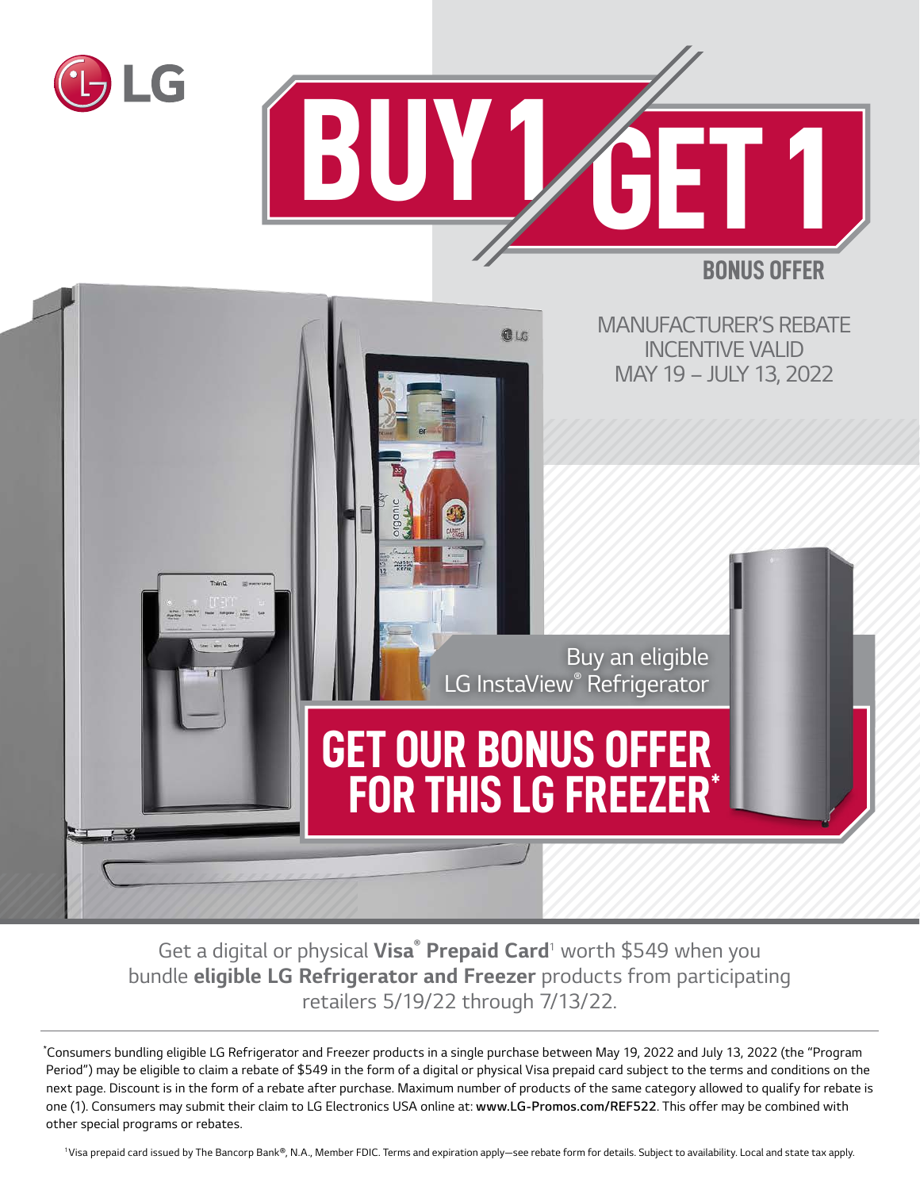LG

# BUY 1 / GET 1

## BONUS OFFER

MANUFACTURER'S REBATE INCENTIVE VALID MAY 19 – JULY 13, 2022

Buy an eligible LG InstaView® Refrigerator

## GET OUR BONUS OFFER FOR THIS LG FREEZER*

Get a digital or physical **Visa® Prepaid Card**[1] worth $549 when you bundle **eligible LG Refrigerator and Freezer** products from participating retailers 5/19/22 through 7/13/22.

*Consumers bundling eligible LG Refrigerator and Freezer products in a single purchase between May 19, 2022 and July 13, 2022 (the "Program Period") may be eligible to claim a rebate of $549 in the form of a digital or physical Visa prepaid card subject to the terms and conditions on the next page. Discount is in the form of a rebate after purchase. Maximum number of products of the same category allowed to qualify for rebate is one (1). Consumers may submit their claim to LG Electronics USA online at: **www.LG-Promos.com/REF522**. This offer may be combined with other special programs or rebates.

[1] Visa prepaid card issued by The Bancorp Bank®, N.A., Member FDIC. Terms and expiration apply—see rebate form for details. Subject to availability. Local and state tax apply.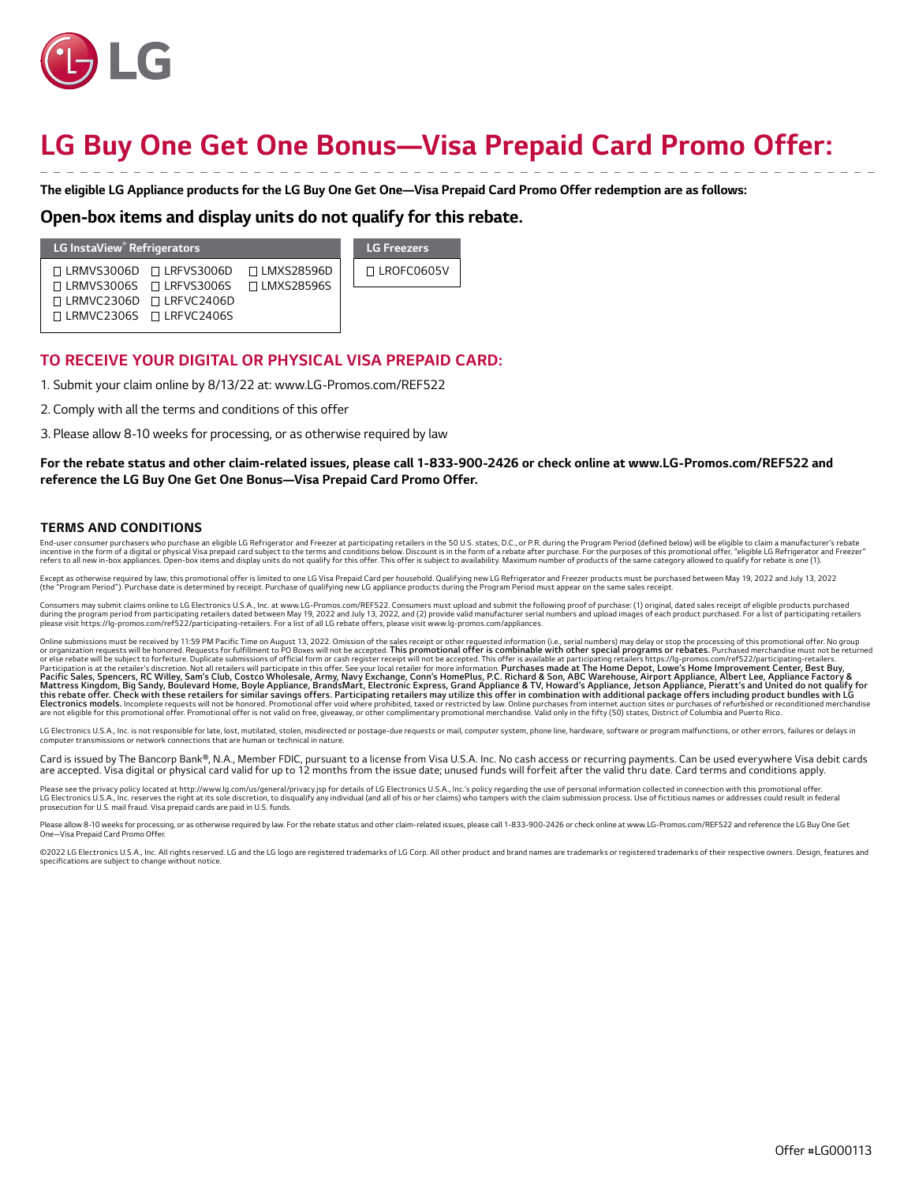# LG Buy One Get One Bonus—Visa Prepaid Card Promo Offer:

**The eligible LG Appliance products for the LG Buy One Get One—Visa Prepaid Card Promo Offer redemption are as follows:**

## Open-box items and display units do not qualify for this rebate.

| LG InstaView® Refrigerators | | |
|---|---|---|
| ☐ LRMVS3006D | ☐ LRFVS3006D | ☐ LMXS28596D |
| ☐ LRMVS3006S | ☐ LRFVS3006S | ☐ LMXS28596S |
| ☐ LRMVC2306D | ☐ LRFVC2406D | |
| ☐ LRMVC2306S | ☐ LRFVC2406S | |

| LG Freezers |
|---|
| ☐ LROFC0605V |

## TO RECEIVE YOUR DIGITAL OR PHYSICAL VISA PREPAID CARD:

1. Submit your claim online by 8/13/22 at: www.LG-Promos.com/REF522
2. Comply with all the terms and conditions of this offer
3. Please allow 8-10 weeks for processing, or as otherwise required by law

**For the rebate status and other claim-related issues, please call 1-833-900-2426 or check online at www.LG-Promos.com/REF522 and reference the LG Buy One Get One Bonus—Visa Prepaid Card Promo Offer.**

### TERMS AND CONDITIONS

End-user consumer purchasers who purchase an eligible LG Refrigerator and Freezer at participating retailers in the 50 U.S. states, D.C., or P.R. during the Program Period (defined below) will be eligible to claim a manufacturer's rebate incentive in the form of a digital or physical Visa prepaid card subject to the terms and conditions below. Discount is in the form of a rebate after purchase. For the purposes of this promotional offer, "eligible LG Refrigerator and Freezer" refers to all new in-box appliances. Open-box items and display units do not qualify for this offer. This offer is subject to availability. Maximum number of products of the same category allowed to qualify for rebate is one (1).

Except as otherwise required by law, this promotional offer is limited to one LG Visa Prepaid Card per household. Qualifying new LG Refrigerator and Freezer products must be purchased between May 19, 2022 and July 13, 2022 (the "Program Period"). Purchase date is determined by receipt. Purchase of qualifying new LG appliance products during the Program Period must appear on the same sales receipt.

Consumers may submit claims online to LG Electronics U.S.A., Inc. at www.LG-Promos.com/REF522. Consumers must upload and submit the following proof of purchase: (1) original, dated sales receipt of eligible products purchased during the program period from participating retailers dated between May 19, 2022 and July 13, 2022, and (2) provide valid manufacturer serial numbers and upload images of each product purchased. For a list of participating retailers please visit https://lg-promos.com/ref522/participating-retailers. For a list of all LG rebate offers, please visit www.lg-promos.com/appliances.

Online submissions must be received by 11:59 PM Pacific Time on August 13, 2022. Omission of the sales receipt or other requested information (i.e., serial numbers) may delay or stop the processing of this promotional offer. No group or organization requests will be honored. Requests for fulfillment to PO Boxes will not be accepted. **This promotional offer is combinable with other special programs or rebates.** Purchased merchandise must not be returned or else rebate will be subject to forfeiture. Duplicate submissions of official form or cash register receipt will not be accepted. This offer is available at participating retailers https://lg-promos.com/ref522/participating-retailers. Participation is at the retailer's discretion. Not all retailers will participate in this offer. See your local retailer for more information. **Purchases made at The Home Depot, Lowe's Home Improvement Center, Best Buy, Pacific Sales, Spencers, RC Willey, Sam's Club, Costco Wholesale, Army, Navy Exchange, Conn's HomePlus, P.C. Richard & Son, ABC Warehouse, Airport Appliance, Albert Lee, Appliance Factory & Mattress Kingdom, Big Sandy, Boulevard Home, Boyle Appliance, BrandsMart, Electronic Express, Grand Appliance & TV, Howard's Appliance, Jetson Appliance, Pieratt's and United do not qualify for this rebate offer. Check with these retailers for similar savings offers. Participating retailers may utilize this offer in combination with additional package offers including product bundles with LG Electronics models.** Incomplete requests will not be honored. Promotional offer void where prohibited, taxed or restricted by law. Online purchases from internet auction sites or purchases of refurbished or reconditioned merchandise are not eligible for this promotional offer. Promotional offer is not valid on free, giveaway, or other complimentary promotional merchandise. Valid only in the fifty (50) states, District of Columbia and Puerto Rico.

LG Electronics U.S.A., Inc. is not responsible for late, lost, mutilated, stolen, misdirected or postage-due requests or mail, computer system, phone line, hardware, software or program malfunctions, or other errors, failures or delays in computer transmissions or network connections that are human or technical in nature.

Card is issued by The Bancorp Bank®, N.A., Member FDIC, pursuant to a license from Visa U.S.A. Inc. No cash access or recurring payments. Can be used everywhere Visa debit cards are accepted. Visa digital or physical card valid for up to 12 months from the issue date; unused funds will forfeit after the valid thru date. Card terms and conditions apply.

Please see the privacy policy located at http://www.lg.com/us/general/privacy.jsp for details of LG Electronics U.S.A., Inc.'s policy regarding the use of personal information collected in connection with this promotional offer. LG Electronics U.S.A., Inc. reserves the right at its sole discretion, to disqualify any individual (and all of his or her claims) who tampers with the claim submission process. Use of fictitious names or addresses could result in federal prosecution for U.S. mail fraud. Visa prepaid cards are paid in U.S. funds.

Please allow 8-10 weeks for processing, or as otherwise required by law. For the rebate status and other claim-related issues, please call 1-833-900-2426 or check online at www.LG-Promos.com/REF522 and reference the LG Buy One Get One—Visa Prepaid Card Promo Offer.

©2022 LG Electronics U.S.A., Inc. All rights reserved. LG and the LG logo are registered trademarks of LG Corp. All other product and brand names are trademarks or registered trademarks of their respective owners. Design, features and specifications are subject to change without notice.

Offer #LG000113